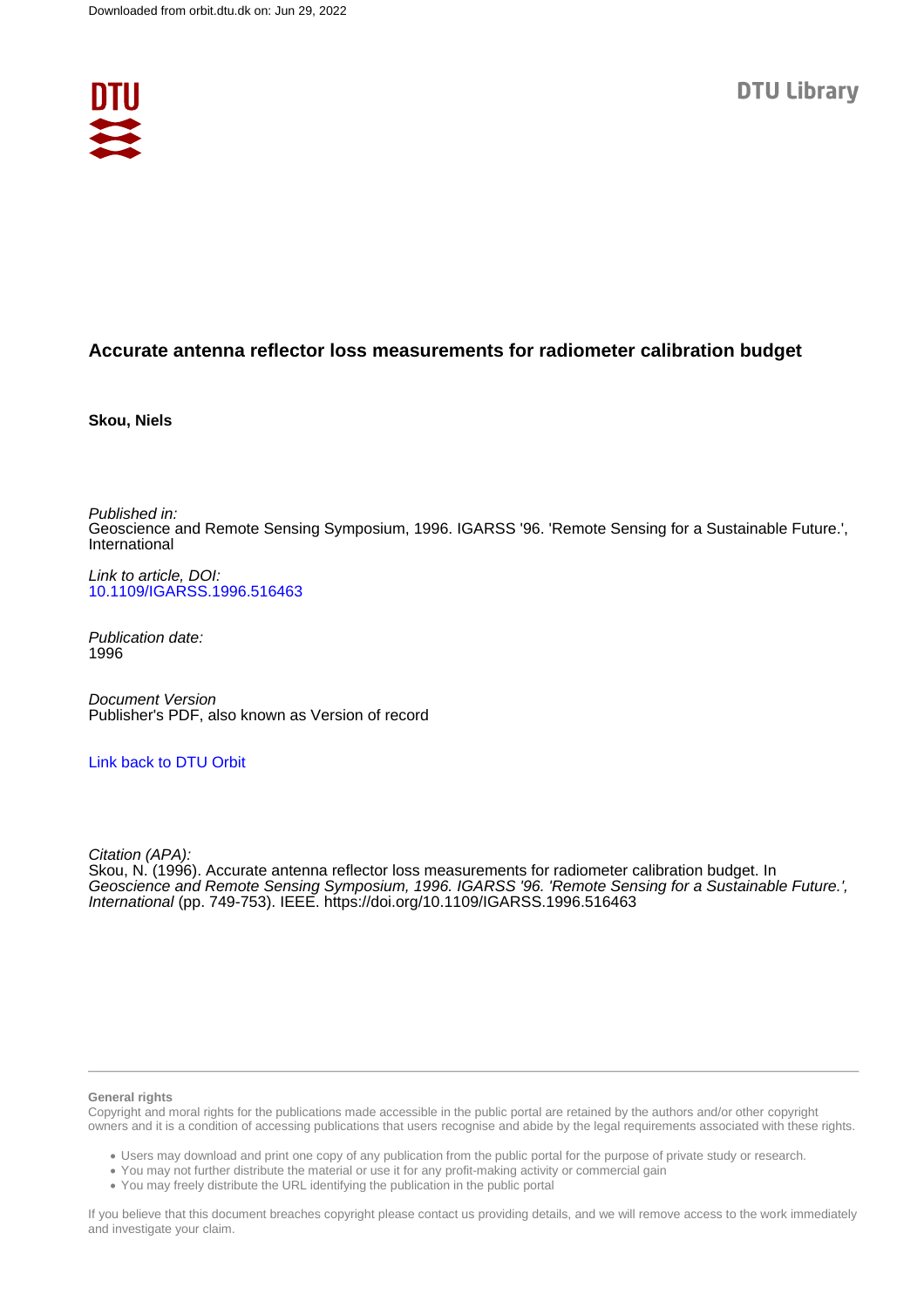# Accurate antenna reflector loss measurements for radiometer calibration budget

**Skou, Niels**

*Published in:*
Geoscience and Remote Sensing Symposium, 1996. IGARSS '96. 'Remote Sensing for a Sustainable Future.', International

*Link to article, DOI:*
10.1109/IGARSS.1996.516463

*Publication date:*
1996

*Document Version*
Publisher's PDF, also known as Version of record

Link back to DTU Orbit

*Citation (APA):*
Skou, N. (1996). Accurate antenna reflector loss measurements for radiometer calibration budget. In *Geoscience and Remote Sensing Symposium, 1996. IGARSS '96. 'Remote Sensing for a Sustainable Future.', International* (pp. 749-753). IEEE. https://doi.org/10.1109/IGARSS.1996.516463

**General rights**

Copyright and moral rights for the publications made accessible in the public portal are retained by the authors and/or other copyright owners and it is a condition of accessing publications that users recognise and abide by the legal requirements associated with these rights.

- Users may download and print one copy of any publication from the public portal for the purpose of private study or research.
- You may not further distribute the material or use it for any profit-making activity or commercial gain
- You may freely distribute the URL identifying the publication in the public portal

If you believe that this document breaches copyright please contact us providing details, and we will remove access to the work immediately and investigate your claim.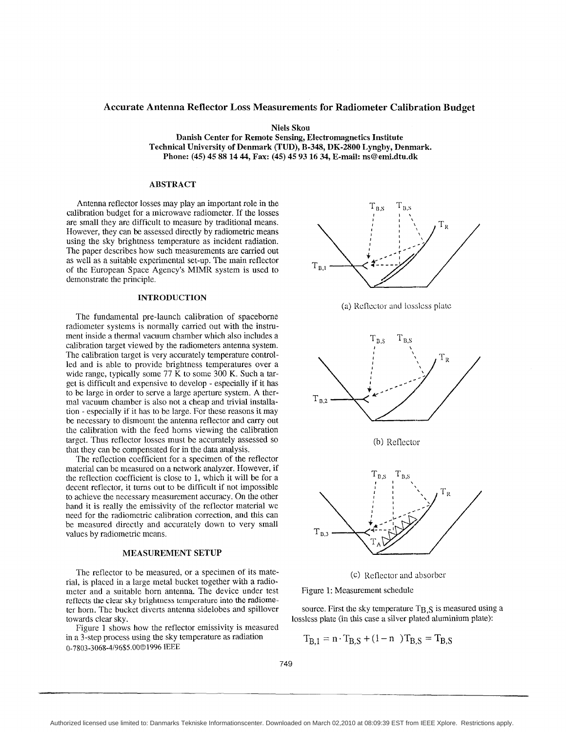# Accurate Antenna Reflector Loss Measurements for Radiometer Calibration Budget

**Niels Skou**

**Danish Center for Remote Sensing, Electromagnetics Institute**
**Technical University of Denmark (TUD), B-348, DK-2800 Lyngby, Denmark.**
**Phone: (45) 45 88 14 44, Fax: (45) 45 93 16 34, E-mail: ns@emi.dtu.dk**

## ABSTRACT

Antenna reflector losses may play an important role in the calibration budget for a microwave radiometer. If the losses are small they are difficult to measure by traditional means. However, they can be assessed directly by radiometric means using the sky brightness temperature as incident radiation. The paper describes how such measurements are carried out as well as a suitable experimental set-up. The main reflector of the European Space Agency's MIMR system is used to demonstrate the principle.

## INTRODUCTION

The fundamental pre-launch calibration of spaceborne radiometer systems is normally carried out with the instrument inside a thermal vacuum chamber which also includes a calibration target viewed by the radiometers antenna system. The calibration target is very accurately temperature controlled and is able to provide brightness temperatures over a wide range, typically some 77 K to some 300 K. Such a target is difficult and expensive to develop - especially if it has to be large in order to serve a large aperture system. A thermal vacuum chamber is also not a cheap and trivial installation - especially if it has to be large. For these reasons it may be necessary to dismount the antenna reflector and carry out the calibration with the feed horns viewing the calibration target. Thus reflector losses must be accurately assessed so that they can be compensated for in the data analysis.

The reflection coefficient for a specimen of the reflector material can be measured on a network analyzer. However, if the reflection coefficient is close to 1, which it will be for a decent reflector, it turns out to be difficult if not impossible to achieve the necessary measurement accuracy. On the other hand it is really the emissivity of the reflector material we need for the radiometric calibration correction, and this can be measured directly and accurately down to very small values by radiometric means.

## MEASUREMENT SETUP

The reflector to be measured, or a specimen of its material, is placed in a large metal bucket together with a radiometer and a suitable horn antenna. The device under test reflects the clear sky brightness temperature into the radiometer horn. The bucket diverts antenna sidelobes and spillover towards clear sky.

Figure 1 shows how the reflector emissivity is measured in a 3-step process using the sky temperature as radiation source. First the sky temperature $T_{B,S}$ is measured using a lossless plate (in this case a silver plated aluminium plate):

(a) Reflector and lossless plate

(b) Reflector

(c) Reflector and absorber

Figure 1: Measurement schedule

$$T_{B,1} = n \cdot T_{B,S} + (1 - n\ )T_{B,S} = T_{B,S}$$

0-7803-3068-4/96$5.00©1996 IEEE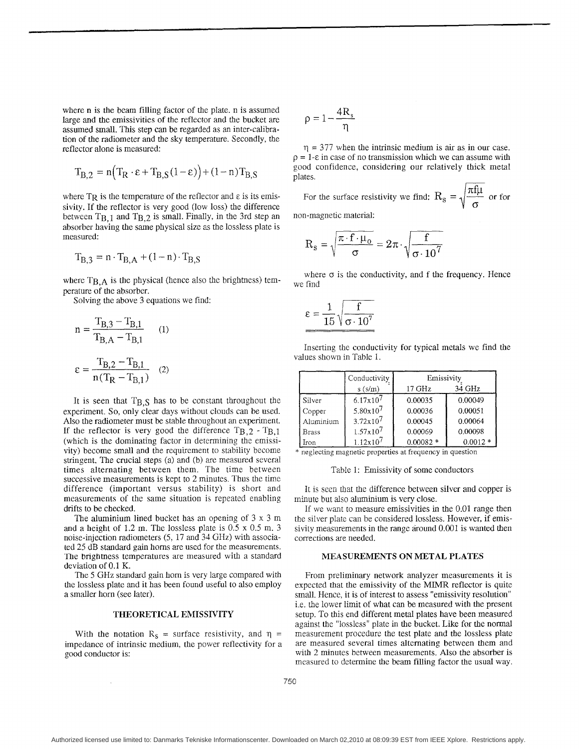where n is the beam filling factor of the plate. n is assumed large and the emissivities of the reflector and the bucket are assumed small. This step can be regarded as an inter-calibration of the radiometer and the sky temperature. Secondly, the reflector alone is measured:

$$T_{B,2} = n\left(T_R \cdot \varepsilon + T_{B,S}(1-\varepsilon)\right) + (1-n)T_{B,S}$$

where $T_R$ is the temperature of the reflector and ε is its emissivity. If the reflector is very good (low loss) the difference between $T_{B,1}$ and $T_{B,2}$ is small. Finally, in the 3rd step an absorber having the same physical size as the lossless plate is measured:

$$T_{B,3} = n \cdot T_{B,A} + (1-n) \cdot T_{B,S}$$

where $T_{B,A}$ is the physical (hence also the brightness) temperature of the absorber.

Solving the above 3 equations we find:

$$n = \frac{T_{B,3} - T_{B,1}}{T_{B,A} - T_{B,1}} \quad (1)$$

$$\varepsilon = \frac{T_{B,2} - T_{B,1}}{n(T_R - T_{B,1})} \quad (2)$$

It is seen that $T_{B,S}$ has to be constant throughout the experiment. So, only clear days without clouds can be used. Also the radiometer must be stable throughout an experiment. If the reflector is very good the difference $T_{B,2}$ - $T_{B,1}$ (which is the dominating factor in determining the emissivity) become small and the requirement to stability become stringent. The crucial steps (a) and (b) are measured several times alternating between them. The time between successive measurements is kept to 2 minutes. Thus the time difference (important versus stability) is short and measurements of the same situation is repeated enabling drifts to be checked.

The aluminium lined bucket has an opening of 3 x 3 m and a height of 1.2 m. The lossless plate is 0.5 x 0.5 m. 3 noise-injection radiometers (5, 17 and 34 GHz) with associated 25 dB standard gain horns are used for the measurements. The brightness temperatures are measured with a standard deviation of 0.1 K.

The 5 GHz standard gain horn is very large compared with the lossless plate and it has been found useful to also employ a smaller horn (see later).

## THEORETICAL EMISSIVITY

With the notation $R_S$ = surface resistivity, and η = impedance of intrinsic medium, the power reflectivity for a good conductor is:

$$\rho = 1 - \frac{4R_s}{\eta}$$

η = 377 when the intrinsic medium is air as in our case. ρ = 1-ε in case of no transmission which we can assume with good confidence, considering our relatively thick metal plates.

For the surface resistivity we find: $R_s = \sqrt{\frac{\pi f \mu}{\sigma}}$ or for non-magnetic material:

$$R_s = \sqrt{\frac{\pi \cdot f \cdot \mu_0}{\sigma}} = 2\pi \cdot \sqrt{\frac{f}{\sigma \cdot 10^7}}$$

where σ is the conductivity, and f the frequency. Hence we find

$$\varepsilon = \frac{1}{15}\sqrt{\frac{f}{\sigma \cdot 10^7}}$$

Inserting the conductivity for typical metals we find the values shown in Table 1.

| | Conductivity s (s/m) | Emissivity 17 GHz | 34 GHz |
|---|---|---|---|
| Silver | $6.17 \times 10^7$ | 0.00035 | 0.00049 |
| Copper | $5.80 \times 10^7$ | 0.00036 | 0.00051 |
| Aluminium | $3.72 \times 10^7$ | 0.00045 | 0.00064 |
| Brass | $1.57 \times 10^7$ | 0.00069 | 0.00098 |
| Iron | $1.12 \times 10^7$ | 0.00082 * | 0.0012 * |

\* neglecting magnetic properties at frequency in question

Table 1: Emissivity of some conductors

It is seen that the difference between silver and copper is minute but also aluminium is very close.

If we want to measure emissivities in the 0.01 range then the silver plate can be considered lossless. However, if emissivity measurements in the range around 0.001 is wanted then corrections are needed.

## MEASUREMENTS ON METAL PLATES

From preliminary network analyzer measurements it is expected that the emissivity of the MIMR reflector is quite small. Hence, it is of interest to assess "emissivity resolution" i.e. the lower limit of what can be measured with the present setup. To this end different metal plates have been measured against the "lossless" plate in the bucket. Like for the normal measurement procedure the test plate and the lossless plate are measured several times alternating between them and with 2 minutes between measurements. Also the absorber is measured to determine the beam filling factor the usual way.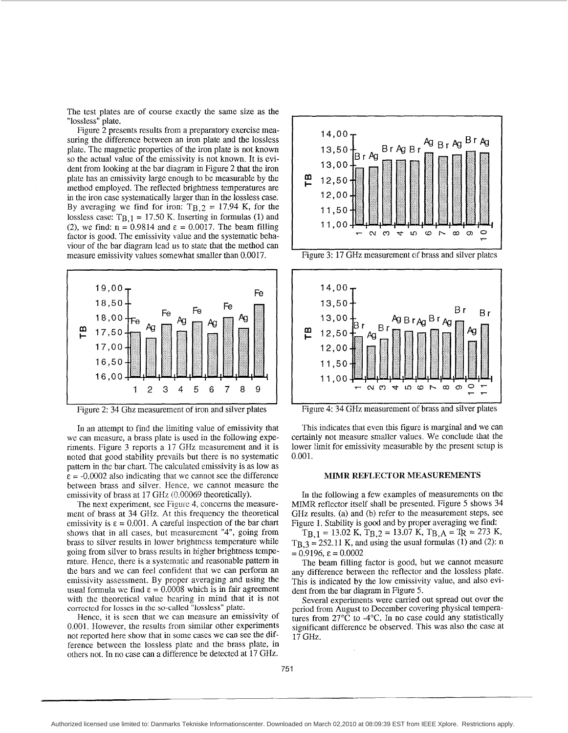The test plates are of course exactly the same size as the "lossless" plate.

Figure 2 presents results from a preparatory exercise measuring the difference between an iron plate and the lossless plate. The magnetic properties of the iron plate is not known so the actual value of the emissivity is not known. It is evident from looking at the bar diagram in Figure 2 that the iron plate has an emissivity large enough to be measurable by the method employed. The reflected brightness temperatures are in the iron case systematically larger than in the lossless case. By averaging we find for iron: $T_{B,2}$ = 17.94 K, for the lossless case: $T_{B,1}$ = 17.50 K. Inserting in formulas (1) and (2), we find: n = 0.9814 and $\varepsilon$ = 0.0017. The beam filling factor is good. The emissivity value and the systematic behaviour of the bar diagram lead us to state that the method can measure emissivity values somewhat smaller than 0.0017.

Figure 2: 34 Ghz measurement of iron and silver plates

In an attempt to find the limiting value of emissivity that we can measure, a brass plate is used in the following experiments. Figure 3 reports a 17 GHz measurement and it is noted that good stability prevails but there is no systematic pattern in the bar chart. The calculated emissivity is as low as $\varepsilon$ = -0.0002 also indicating that we cannot see the difference between brass and silver. Hence, we cannot measure the emissivity of brass at 17 GHz (0.00069 theoretically).

The next experiment, see Figure 4, concerns the measurement of brass at 34 GHz. At this frequency the theoretical emissivity is $\varepsilon$ = 0.001. A careful inspection of the bar chart shows that in all cases, but measurement "4", going from brass to silver results in lower brightness temperature while going from silver to brass results in higher brightness temperature. Hence, there is a systematic and reasonable pattern in the bars and we can feel confident that we can perform an emissivity assessment. By proper averaging and using the usual formula we find $\varepsilon$ = 0.0008 which is in fair agreement with the theoretical value bearing in mind that it is not corrected for losses in the so-called "lossless" plate.

Hence, it is seen that we can measure an emissivity of 0.001. However, the results from similar other experiments not reported here show that in some cases we can see the difference between the lossless plate and the brass plate, in others not. In no case can a difference be detected at 17 GHz.

Figure 3: 17 GHz measurement of brass and silver plates

Figure 4: 34 GHz measurement of brass and silver plates

This indicates that even this figure is marginal and we can certainly not measure smaller values. We conclude that the lower limit for emissivity measurable by the present setup is 0.001.

## MIMR REFLECTOR MEASUREMENTS

In the following a few examples of measurements on the MIMR reflector itself shall be presented. Figure 5 shows 34 GHz results. (a) and (b) refer to the measurement steps, see Figure 1. Stability is good and by proper averaging we find:

$T_{B,1}$ = 13.02 K, $T_{B,2}$ = 13.07 K, $T_{B,A}$ = $T_R$ = 273 K, $T_{B,3}$ = 252.11 K, and using the usual formulas (1) and (2): n = 0.9196, $\varepsilon$ = 0.0002

The beam filling factor is good, but we cannot measure any difference between the reflector and the lossless plate. This is indicated by the low emissivity value, and also evident from the bar diagram in Figure 5.

Several experiments were carried out spread out over the period from August to December covering physical temperatures from 27°C to -4°C. In no case could any statistically significant difference be observed. This was also the case at 17 GHz.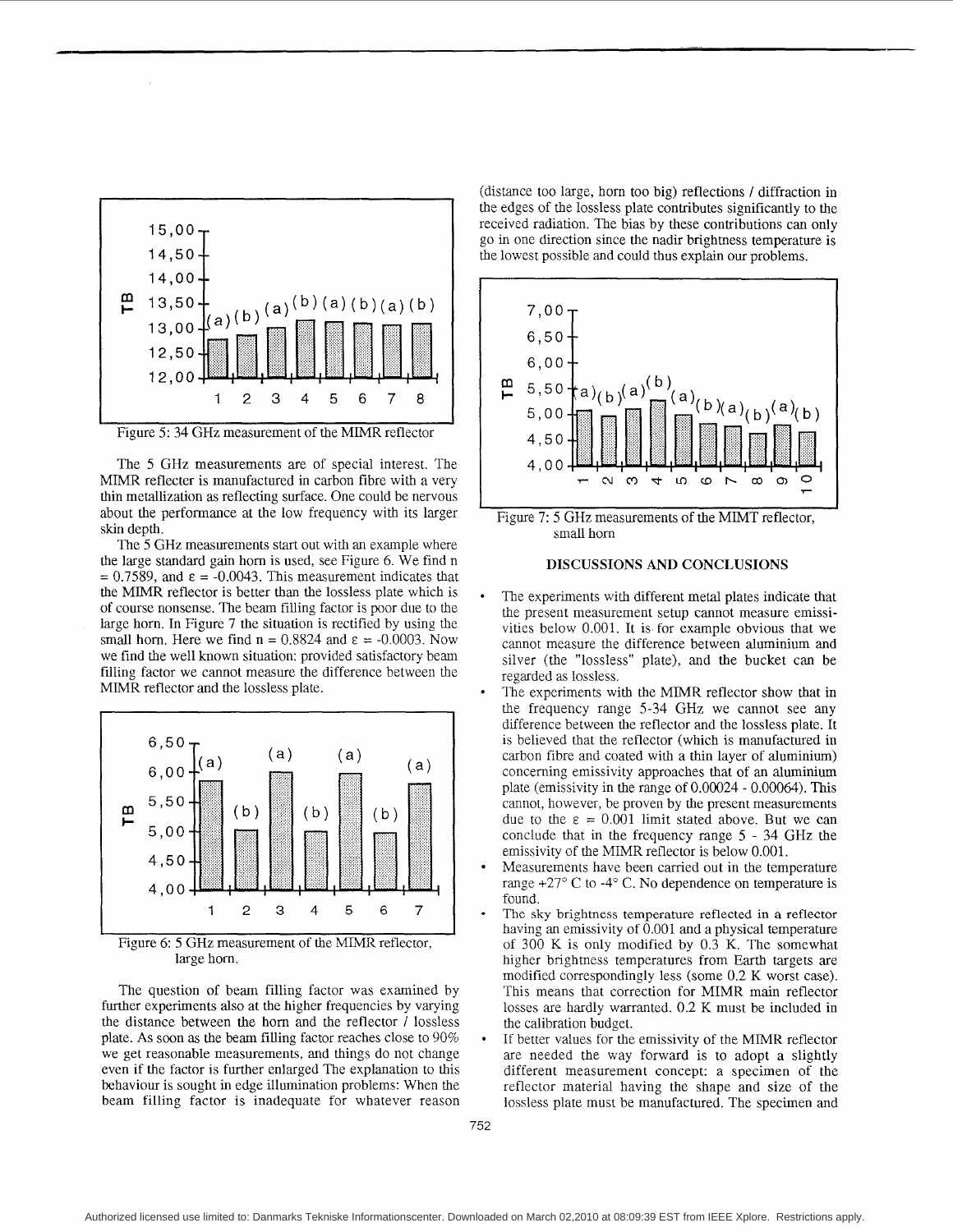Figure 5: 34 GHz measurement of the MIMR reflector

The 5 GHz measurements are of special interest. The MIMR reflecter is manufactured in carbon fibre with a very thin metallization as reflecting surface. One could be nervous about the performance at the low frequency with its larger skin depth.

The 5 GHz measurements start out with an example where the large standard gain horn is used, see Figure 6. We find n = 0.7589, and $\varepsilon$ = -0.0043. This measurement indicates that the MIMR reflector is better than the lossless plate which is of course nonsense. The beam filling factor is poor due to the large horn. In Figure 7 the situation is rectified by using the small horn. Here we find n = 0.8824 and $\varepsilon$ = -0.0003. Now we find the well known situation: provided satisfactory beam filling factor we cannot measure the difference between the MIMR reflector and the lossless plate.

Figure 6: 5 GHz measurement of the MIMR reflector, large horn.

The question of beam filling factor was examined by further experiments also at the higher frequencies by varying the distance between the horn and the reflector / lossless plate. As soon as the beam filling factor reaches close to 90% we get reasonable measurements, and things do not change even if the factor is further enlarged The explanation to this behaviour is sought in edge illumination problems: When the beam filling factor is inadequate for whatever reason (distance too large, horn too big) reflections / diffraction in the edges of the lossless plate contributes significantly to the received radiation. The bias by these contributions can only go in one direction since the nadir brightness temperature is the lowest possible and could thus explain our problems.

Figure 7: 5 GHz measurements of the MIMT reflector, small horn

## DISCUSSIONS AND CONCLUSIONS

- The experiments with different metal plates indicate that the present measurement setup cannot measure emissivities below 0.001. It is for example obvious that we cannot measure the difference between aluminium and silver (the "lossless" plate), and the bucket can be regarded as lossless.
- The experiments with the MIMR reflector show that in the frequency range 5-34 GHz we cannot see any difference between the reflector and the lossless plate. It is believed that the reflector (which is manufactured in carbon fibre and coated with a thin layer of aluminium) concerning emissivity approaches that of an aluminium plate (emissivity in the range of 0.00024 - 0.00064). This cannot, however, be proven by the present measurements due to the $\varepsilon$ = 0.001 limit stated above. But we can conclude that in the frequency range 5 - 34 GHz the emissivity of the MIMR reflector is below 0.001.
- Measurements have been carried out in the temperature range +27° C to -4° C. No dependence on temperature is found.
- The sky brightness temperature reflected in a reflector having an emissivity of 0.001 and a physical temperature of 300 K is only modified by 0.3 K. The somewhat higher brightness temperatures from Earth targets are modified correspondingly less (some 0.2 K worst case). This means that correction for MIMR main reflector losses are hardly warranted. 0.2 K must be included in the calibration budget.
- If better values for the emissivity of the MIMR reflector are needed the way forward is to adopt a slightly different measurement concept: a specimen of the reflector material having the shape and size of the lossless plate must be manufactured. The specimen and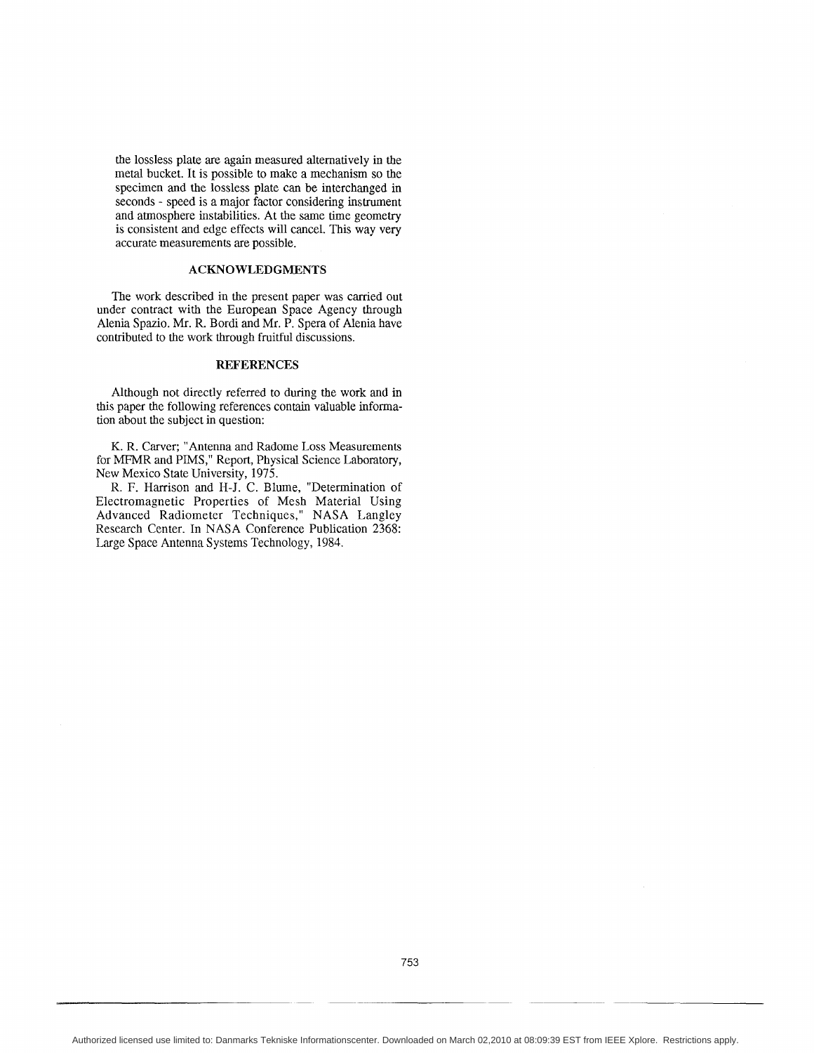the lossless plate are again measured alternatively in the metal bucket. It is possible to make a mechanism so the specimen and the lossless plate can be interchanged in seconds - speed is a major factor considering instrument and atmosphere instabilities. At the same time geometry is consistent and edge effects will cancel. This way very accurate measurements are possible.

## ACKNOWLEDGMENTS

The work described in the present paper was carried out under contract with the European Space Agency through Alenia Spazio. Mr. R. Bordi and Mr. P. Spera of Alenia have contributed to the work through fruitful discussions.

## REFERENCES

Although not directly referred to during the work and in this paper the following references contain valuable information about the subject in question:

K. R. Carver; "Antenna and Radome Loss Measurements for MFMR and PIMS," Report, Physical Science Laboratory, New Mexico State University, 1975.

R. F. Harrison and H-J. C. Blume, "Determination of Electromagnetic Properties of Mesh Material Using Advanced Radiometer Techniques," NASA Langley Research Center. In NASA Conference Publication 2368: Large Space Antenna Systems Technology, 1984.